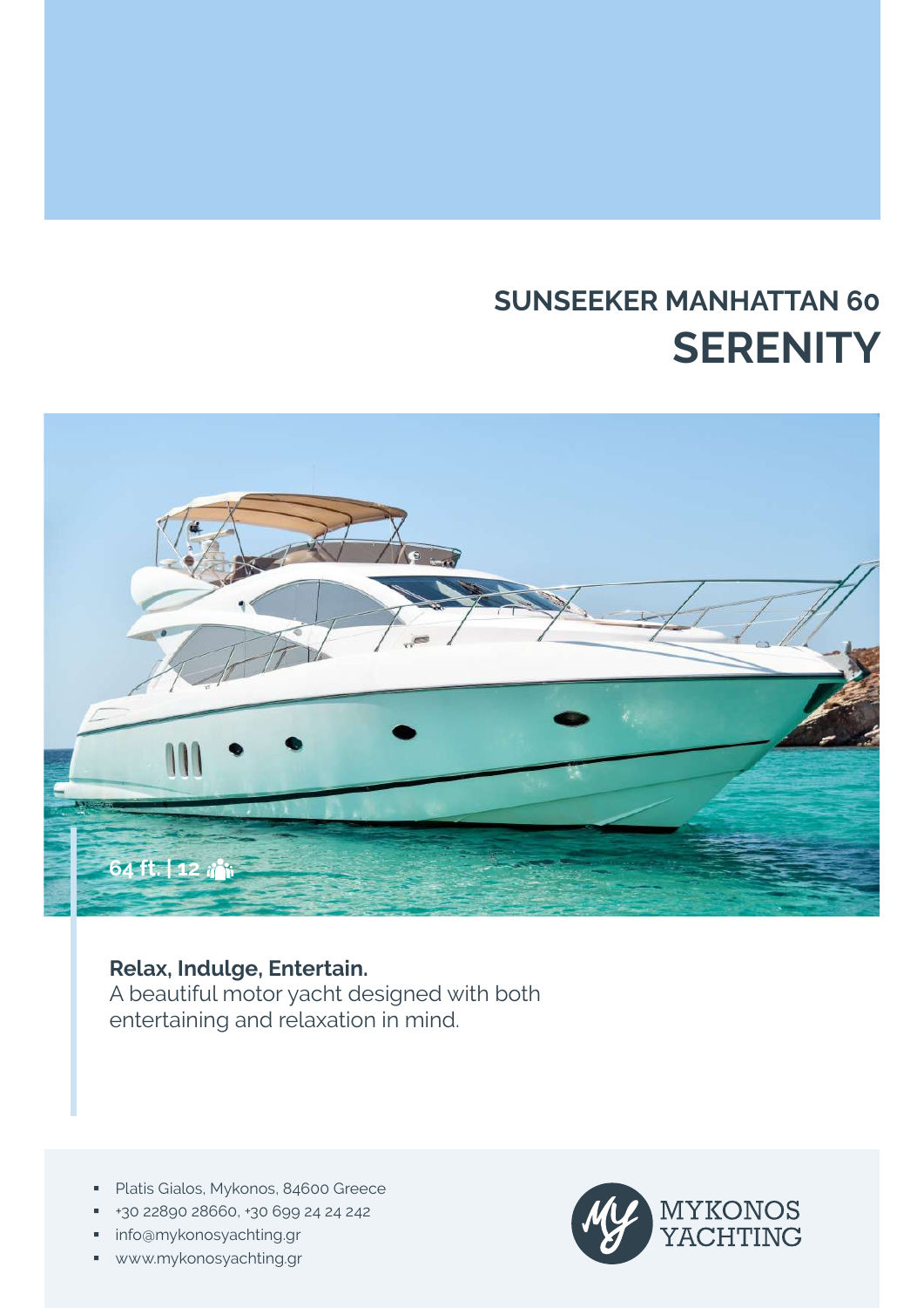## SUNSEEKER MANHATTAN 60

# SERENITY

64 ft. | 12

**Relax, Indulge, Entertain.**
A beautiful motor yacht designed with both entertaining and relaxation in mind.

- Platis Gialos, Mykonos, 84600 Greece
- +30 22890 28660, +30 699 24 24 242
- info@mykonosyachting.gr
- www.mykonosyachting.gr

MYKONOS YACHTING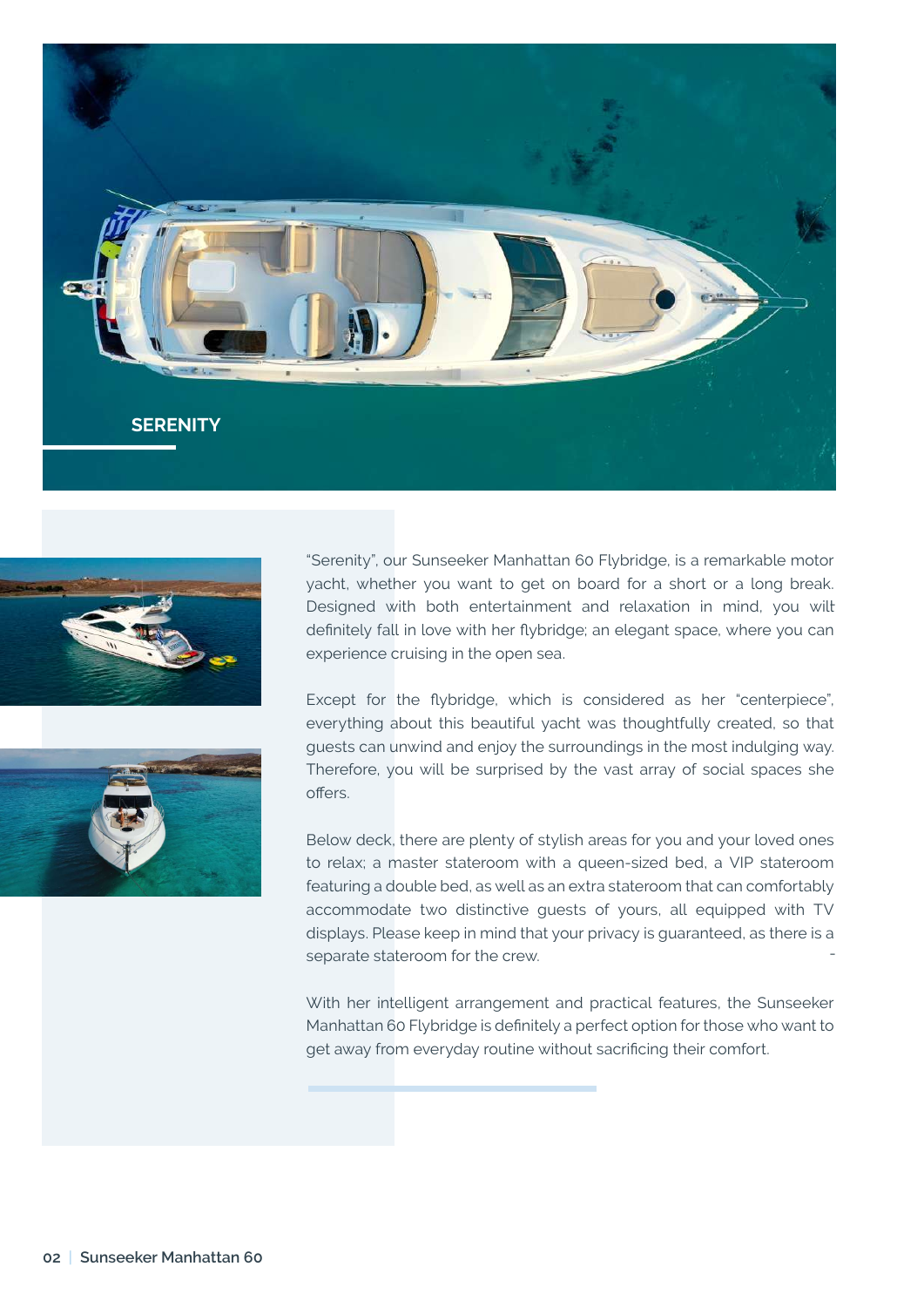## SERENITY

"Serenity", our Sunseeker Manhattan 60 Flybridge, is a remarkable motor yacht, whether you want to get on board for a short or a long break. Designed with both entertainment and relaxation in mind, you will definitely fall in love with her flybridge; an elegant space, where you can experience cruising in the open sea.

Except for the flybridge, which is considered as her "centerpiece", everything about this beautiful yacht was thoughtfully created, so that guests can unwind and enjoy the surroundings in the most indulging way. Therefore, you will be surprised by the vast array of social spaces she offers.

Below deck, there are plenty of stylish areas for you and your loved ones to relax; a master stateroom with a queen-sized bed, a VIP stateroom featuring a double bed, as well as an extra stateroom that can comfortably accommodate two distinctive guests of yours, all equipped with TV displays. Please keep in mind that your privacy is guaranteed, as there is a separate stateroom for the crew.

With her intelligent arrangement and practical features, the Sunseeker Manhattan 60 Flybridge is definitely a perfect option for those who want to get away from everyday routine without sacrificing their comfort.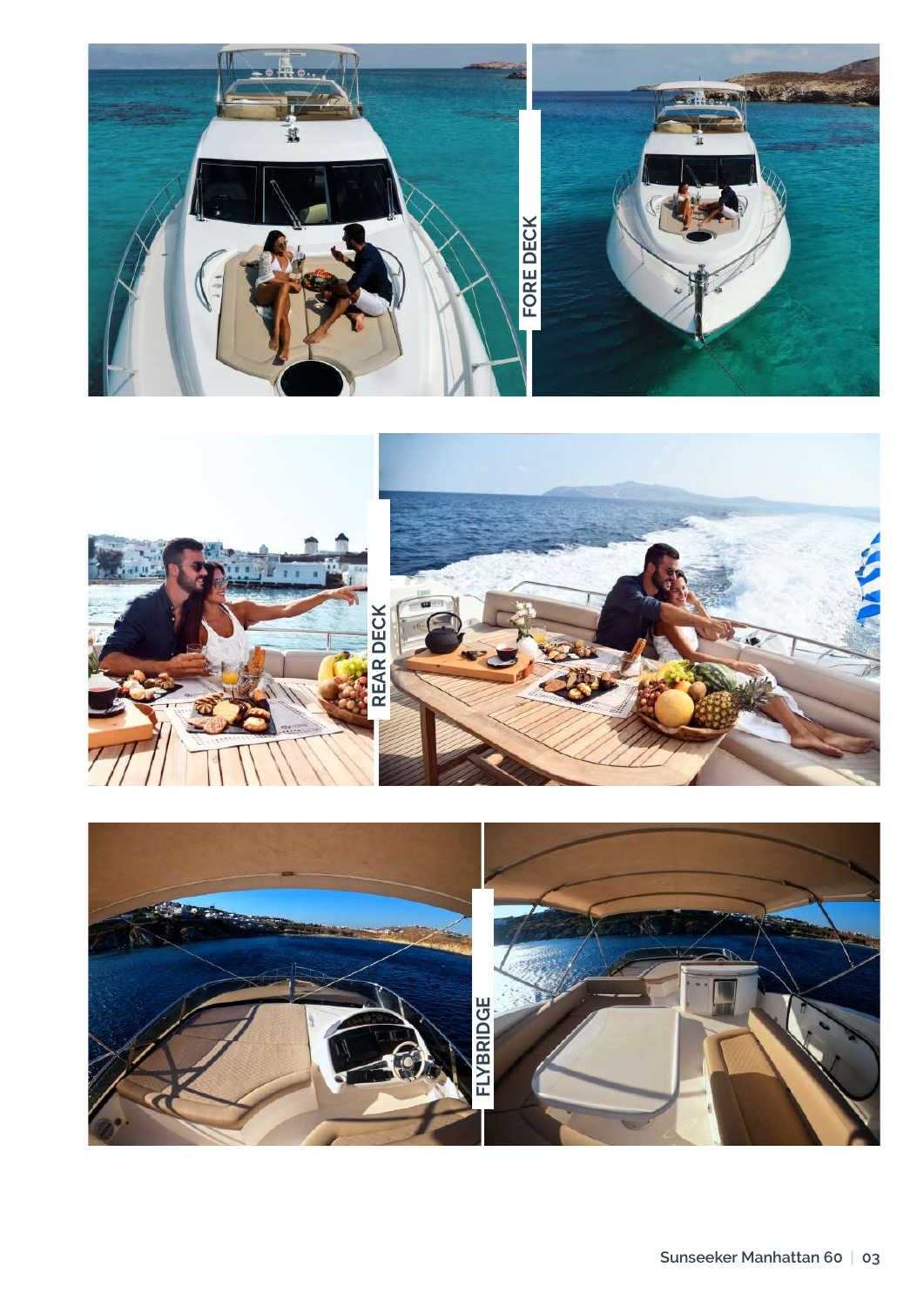FORE DECK

REAR DECK

FLYBRIDGE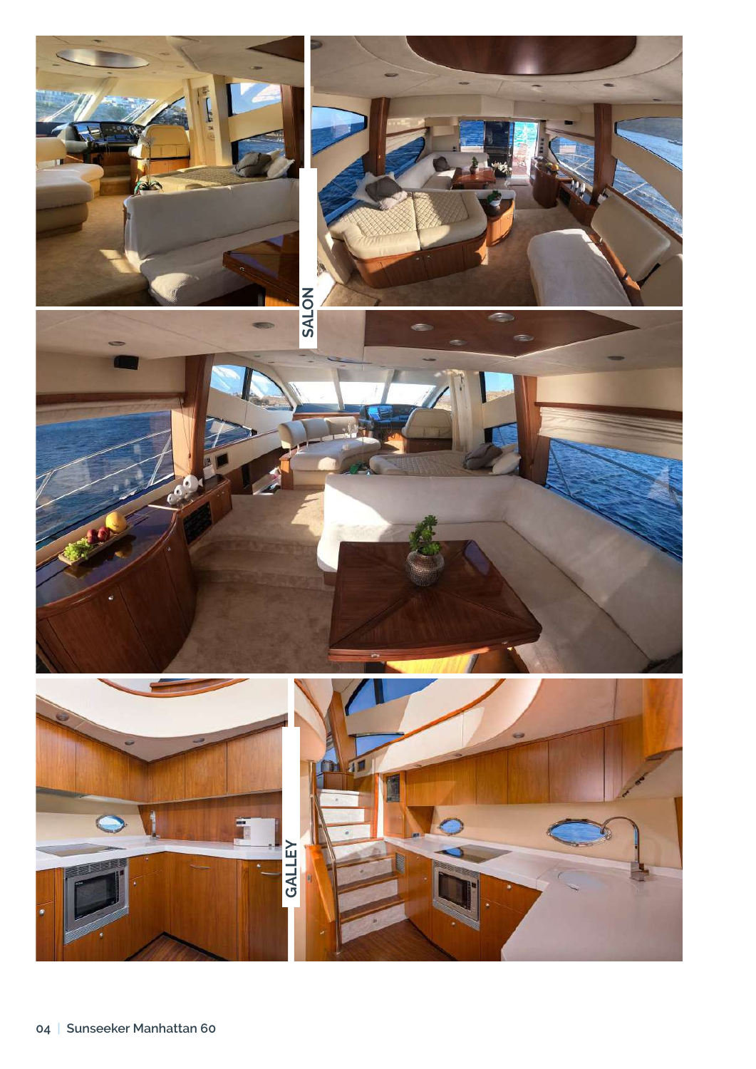SALON

GALLEY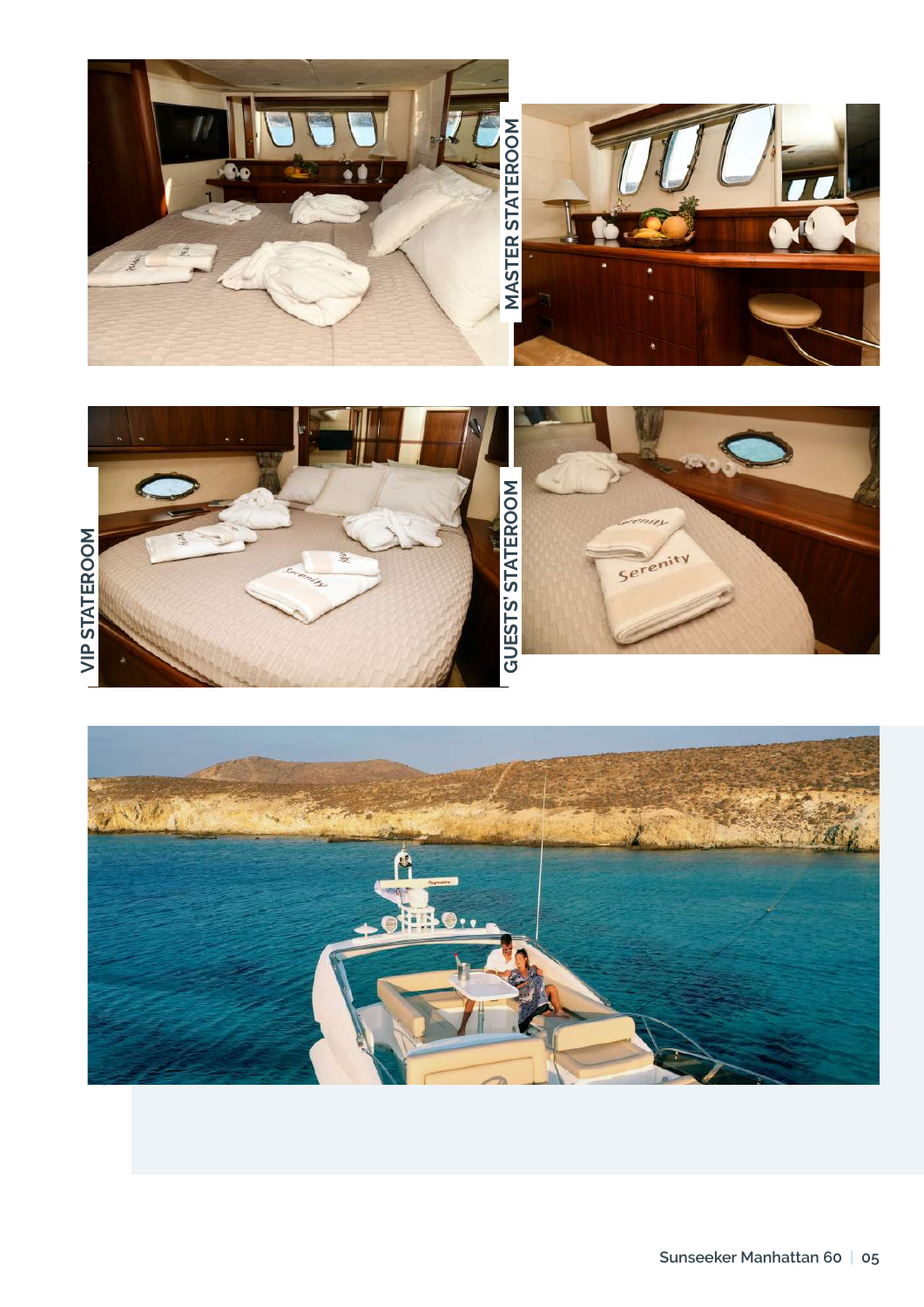MASTER STATEROOM

VIP STATEROOM

GUESTS' STATEROOM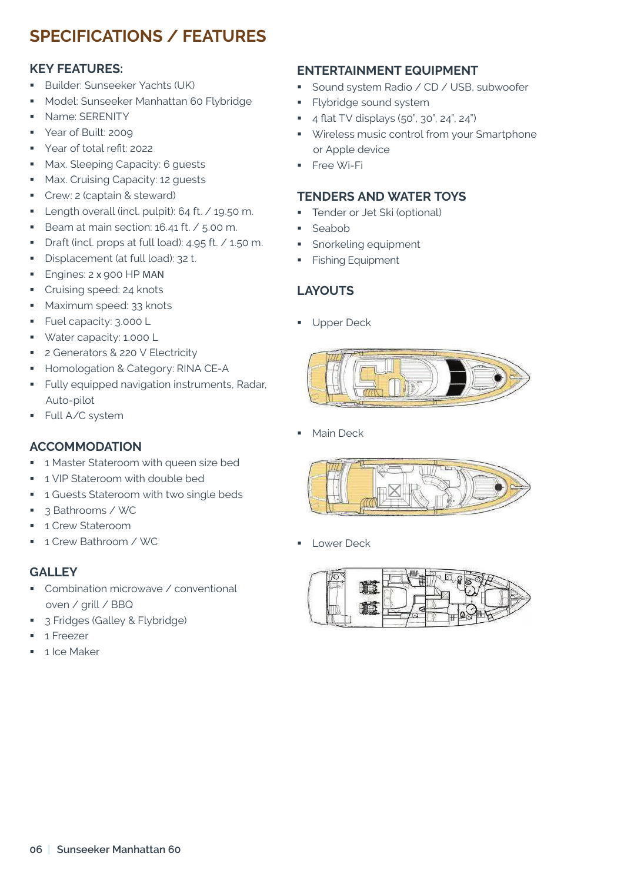# SPECIFICATIONS / FEATURES

## KEY FEATURES:

- Builder: Sunseeker Yachts (UK)
- Model: Sunseeker Manhattan 60 Flybridge
- Name: SERENITY
- Year of Built: 2009
- Year of total refit: 2022
- Max. Sleeping Capacity: 6 guests
- Max. Cruising Capacity: 12 guests
- Crew: 2 (captain & steward)
- Length overall (incl. pulpit): 64 ft. / 19.50 m.
- Beam at main section: 16.41 ft. / 5.00 m.
- Draft (incl. props at full load): 4.95 ft. / 1.50 m.
- Displacement (at full load): 32 t.
- Engines: 2 x 900 HP MAN
- Cruising speed: 24 knots
- Maximum speed: 33 knots
- Fuel capacity: 3.000 L
- Water capacity: 1.000 L
- 2 Generators & 220 V Electricity
- Homologation & Category: RINA CE-A
- Fully equipped navigation instruments, Radar, Auto-pilot
- Full A/C system

## ACCOMMODATION

- 1 Master Stateroom with queen size bed
- 1 VIP Stateroom with double bed
- 1 Guests Stateroom with two single beds
- 3 Bathrooms / WC
- 1 Crew Stateroom
- 1 Crew Bathroom / WC

## GALLEY

- Combination microwave / conventional oven / grill / BBQ
- 3 Fridges (Galley & Flybridge)
- 1 Freezer
- 1 Ice Maker

## ENTERTAINMENT EQUIPMENT

- Sound system Radio / CD / USB, subwoofer
- Flybridge sound system
- 4 flat TV displays (50", 30", 24", 24")
- Wireless music control from your Smartphone or Apple device
- Free Wi-Fi

## TENDERS AND WATER TOYS

- Tender or Jet Ski (optional)
- Seabob
- Snorkeling equipment
- Fishing Equipment

## LAYOUTS

- Upper Deck
- Main Deck
- Lower Deck